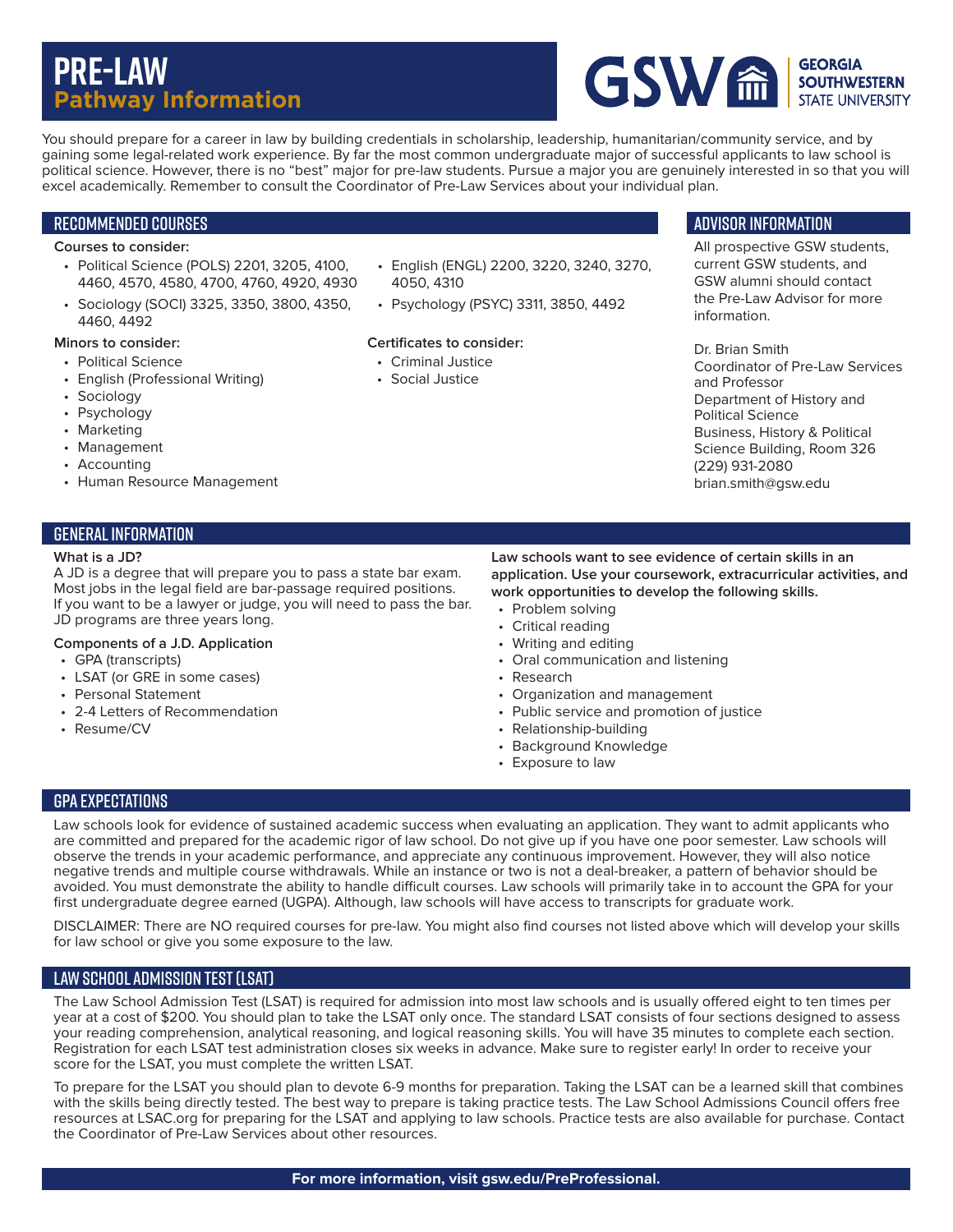# PRE-LAW
## Pathway Information

GEORGIA SOUTHWESTERN STATE UNIVERSITY

You should prepare for a career in law by building credentials in scholarship, leadership, humanitarian/community service, and by gaining some legal-related work experience. By far the most common undergraduate major of successful applicants to law school is political science. However, there is no "best" major for pre-law students. Pursue a major you are genuinely interested in so that you will excel academically. Remember to consult the Coordinator of Pre-Law Services about your individual plan.

## RECOMMENDED COURSES

**Courses to consider:**

- Political Science (POLS) 2201, 3205, 4100, 4460, 4570, 4580, 4700, 4760, 4920, 4930
- Sociology (SOCI) 3325, 3350, 3800, 4350, 4460, 4492
- English (ENGL) 2200, 3220, 3240, 3270, 4050, 4310
- Psychology (PSYC) 3311, 3850, 4492

**Minors to consider:**

- Political Science
- English (Professional Writing)
- Sociology
- Psychology
- Marketing
- Management
- Accounting
- Human Resource Management

**Certificates to consider:**

- Criminal Justice
- Social Justice

## ADVISOR INFORMATION

All prospective GSW students, current GSW students, and GSW alumni should contact the Pre-Law Advisor for more information.

Dr. Brian Smith
Coordinator of Pre-Law Services and Professor
Department of History and Political Science
Business, History & Political Science Building, Room 326
(229) 931-2080
brian.smith@gsw.edu

## GENERAL INFORMATION

**What is a JD?**

A JD is a degree that will prepare you to pass a state bar exam. Most jobs in the legal field are bar-passage required positions. If you want to be a lawyer or judge, you will need to pass the bar. JD programs are three years long.

**Components of a J.D. Application**

- GPA (transcripts)
- LSAT (or GRE in some cases)
- Personal Statement
- 2-4 Letters of Recommendation
- Resume/CV

**Law schools want to see evidence of certain skills in an application. Use your coursework, extracurricular activities, and work opportunities to develop the following skills.**

- Problem solving
- Critical reading
- Writing and editing
- Oral communication and listening
- Research
- Organization and management
- Public service and promotion of justice
- Relationship-building
- Background Knowledge
- Exposure to law

## GPA EXPECTATIONS

Law schools look for evidence of sustained academic success when evaluating an application. They want to admit applicants who are committed and prepared for the academic rigor of law school. Do not give up if you have one poor semester. Law schools will observe the trends in your academic performance, and appreciate any continuous improvement. However, they will also notice negative trends and multiple course withdrawals. While an instance or two is not a deal-breaker, a pattern of behavior should be avoided. You must demonstrate the ability to handle difficult courses. Law schools will primarily take in to account the GPA for your first undergraduate degree earned (UGPA). Although, law schools will have access to transcripts for graduate work.

DISCLAIMER: There are NO required courses for pre-law. You might also find courses not listed above which will develop your skills for law school or give you some exposure to the law.

## LAW SCHOOL ADMISSION TEST (LSAT)

The Law School Admission Test (LSAT) is required for admission into most law schools and is usually offered eight to ten times per year at a cost of $200. You should plan to take the LSAT only once. The standard LSAT consists of four sections designed to assess your reading comprehension, analytical reasoning, and logical reasoning skills. You will have 35 minutes to complete each section. Registration for each LSAT test administration closes six weeks in advance. Make sure to register early! In order to receive your score for the LSAT, you must complete the written LSAT.

To prepare for the LSAT you should plan to devote 6-9 months for preparation. Taking the LSAT can be a learned skill that combines with the skills being directly tested. The best way to prepare is taking practice tests. The Law School Admissions Council offers free resources at LSAC.org for preparing for the LSAT and applying to law schools. Practice tests are also available for purchase. Contact the Coordinator of Pre-Law Services about other resources.

**For more information, visit gsw.edu/PreProfessional.**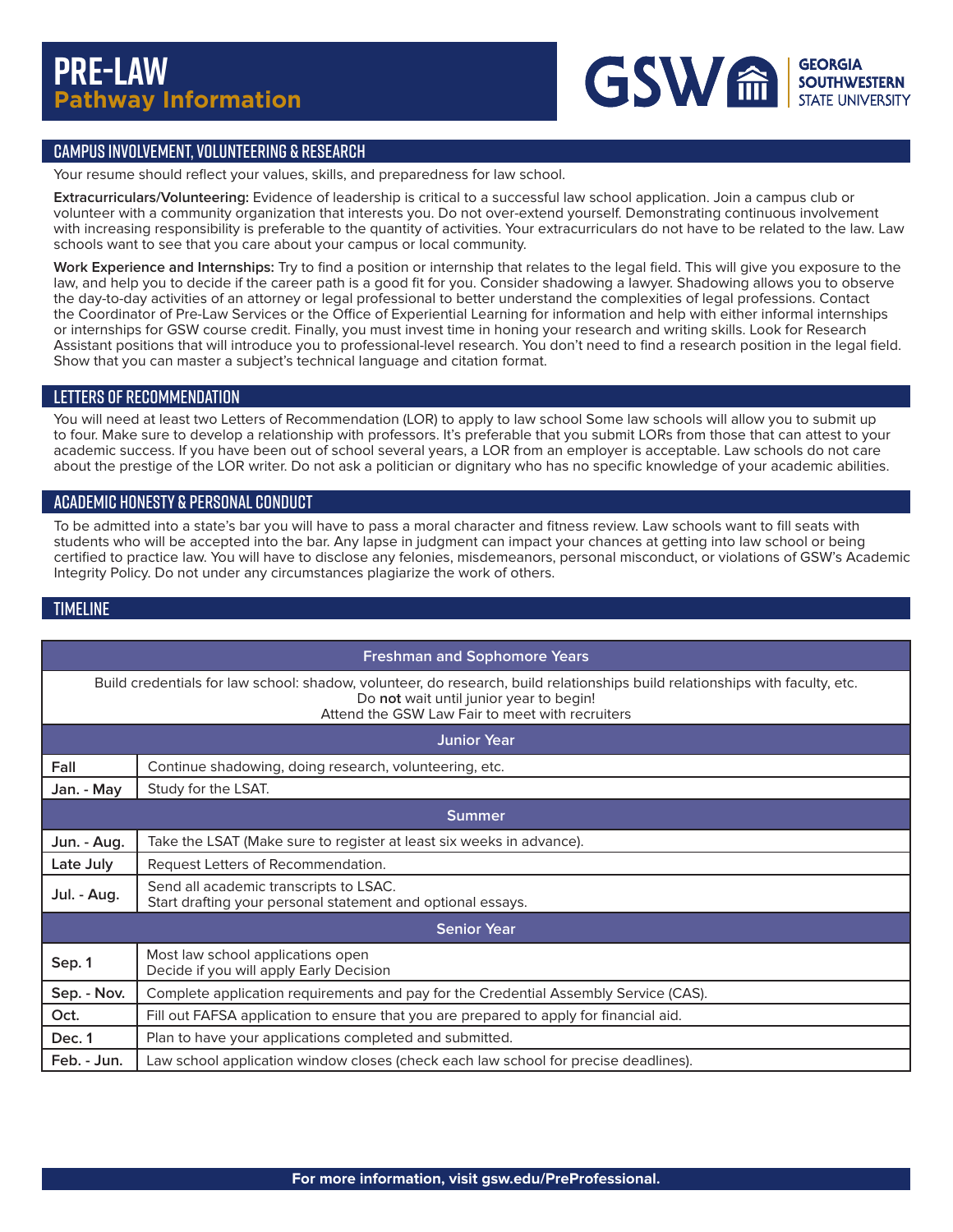# PRE-LAW
## Pathway Information

GSW GEORGIA SOUTHWESTERN STATE UNIVERSITY

## CAMPUS INVOLVEMENT, VOLUNTEERING & RESEARCH

Your resume should reflect your values, skills, and preparedness for law school.

**Extracurriculars/Volunteering:** Evidence of leadership is critical to a successful law school application. Join a campus club or volunteer with a community organization that interests you. Do not over-extend yourself. Demonstrating continuous involvement with increasing responsibility is preferable to the quantity of activities. Your extracurriculars do not have to be related to the law. Law schools want to see that you care about your campus or local community.

**Work Experience and Internships:** Try to find a position or internship that relates to the legal field. This will give you exposure to the law, and help you to decide if the career path is a good fit for you. Consider shadowing a lawyer. Shadowing allows you to observe the day-to-day activities of an attorney or legal professional to better understand the complexities of legal professions. Contact the Coordinator of Pre-Law Services or the Office of Experiential Learning for information and help with either informal internships or internships for GSW course credit. Finally, you must invest time in honing your research and writing skills. Look for Research Assistant positions that will introduce you to professional-level research. You don't need to find a research position in the legal field. Show that you can master a subject's technical language and citation format.

## LETTERS OF RECOMMENDATION

You will need at least two Letters of Recommendation (LOR) to apply to law school Some law schools will allow you to submit up to four. Make sure to develop a relationship with professors. It's preferable that you submit LORs from those that can attest to your academic success. If you have been out of school several years, a LOR from an employer is acceptable. Law schools do not care about the prestige of the LOR writer. Do not ask a politician or dignitary who has no specific knowledge of your academic abilities.

## ACADEMIC HONESTY & PERSONAL CONDUCT

To be admitted into a state's bar you will have to pass a moral character and fitness review. Law schools want to fill seats with students who will be accepted into the bar. Any lapse in judgment can impact your chances at getting into law school or being certified to practice law. You will have to disclose any felonies, misdemeanors, personal misconduct, or violations of GSW's Academic Integrity Policy. Do not under any circumstances plagiarize the work of others.

## TIMELINE

| Freshman and Sophomore Years | |
|---|---|
| Build credentials for law school: shadow, volunteer, do research, build relationships build relationships with faculty, etc.<br>Do **not** wait until junior year to begin!<br>Attend the GSW Law Fair to meet with recruiters | |
| **Junior Year** | |
| **Fall** | Continue shadowing, doing research, volunteering, etc. |
| **Jan. - May** | Study for the LSAT. |
| **Summer** | |
| **Jun. - Aug.** | Take the LSAT (Make sure to register at least six weeks in advance). |
| **Late July** | Request Letters of Recommendation. |
| **Jul. - Aug.** | Send all academic transcripts to LSAC.<br>Start drafting your personal statement and optional essays. |
| **Senior Year** | |
| **Sep. 1** | Most law school applications open<br>Decide if you will apply Early Decision |
| **Sep. - Nov.** | Complete application requirements and pay for the Credential Assembly Service (CAS). |
| **Oct.** | Fill out FAFSA application to ensure that you are prepared to apply for financial aid. |
| **Dec. 1** | Plan to have your applications completed and submitted. |
| **Feb. - Jun.** | Law school application window closes (check each law school for precise deadlines). |

**For more information, visit gsw.edu/PreProfessional.**